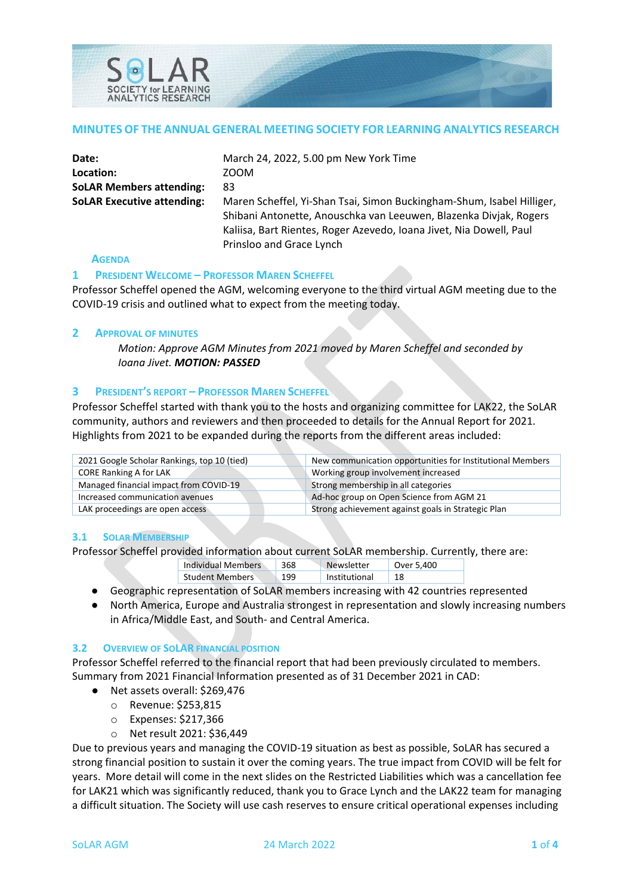# MINUTES OF THE ANNUAL GENERAL MEETING SOCIETY FOR LEARNING ANALYTICS RESEARCH

| | |
|---|---|
| **Date:** | March 24, 2022, 5.00 pm New York Time |
| **Location:** | ZOOM |
| **SoLAR Members attending:** | 83 |
| **SoLAR Executive attending:** | Maren Scheffel, Yi-Shan Tsai, Simon Buckingham-Shum, Isabel Hilliger, Shibani Antonette, Anouschka van Leeuwen, Blazenka Divjak, Rogers Kaliisa, Bart Rientes, Roger Azevedo, Ioana Jivet, Nia Dowell, Paul Prinsloo and Grace Lynch |

## AGENDA

## 1 PRESIDENT WELCOME – PROFESSOR MAREN SCHEFFEL

Professor Scheffel opened the AGM, welcoming everyone to the third virtual AGM meeting due to the COVID-19 crisis and outlined what to expect from the meeting today.

## 2 APPROVAL OF MINUTES

*Motion: Approve AGM Minutes from 2021 moved by Maren Scheffel and seconded by Ioana Jivet.* ***MOTION: PASSED***

## 3 PRESIDENT'S REPORT – PROFESSOR MAREN SCHEFFEL

Professor Scheffel started with thank you to the hosts and organizing committee for LAK22, the SoLAR community, authors and reviewers and then proceeded to details for the Annual Report for 2021. Highlights from 2021 to be expanded during the reports from the different areas included:

| | |
|---|---|
| 2021 Google Scholar Rankings, top 10 (tied) | New communication opportunities for Institutional Members |
| CORE Ranking A for LAK | Working group involvement increased |
| Managed financial impact from COVID-19 | Strong membership in all categories |
| Increased communication avenues | Ad-hoc group on Open Science from AGM 21 |
| LAK proceedings are open access | Strong achievement against goals in Strategic Plan |

### 3.1 SOLAR MEMBERSHIP

Professor Scheffel provided information about current SoLAR membership. Currently, there are:

| | | | |
|---|---|---|---|
| Individual Members | 368 | Newsletter | Over 5,400 |
| Student Members | 199 | Institutional | 18 |

- Geographic representation of SoLAR members increasing with 42 countries represented
- North America, Europe and Australia strongest in representation and slowly increasing numbers in Africa/Middle East, and South- and Central America.

### 3.2 OVERVIEW OF SOLAR FINANCIAL POSITION

Professor Scheffel referred to the financial report that had been previously circulated to members. Summary from 2021 Financial Information presented as of 31 December 2021 in CAD:

- Net assets overall: $269,476
  - Revenue: $253,815
  - Expenses: $217,366
  - Net result 2021: $36,449

Due to previous years and managing the COVID-19 situation as best as possible, SoLAR has secured a strong financial position to sustain it over the coming years. The true impact from COVID will be felt for years. More detail will come in the next slides on the Restricted Liabilities which was a cancellation fee for LAK21 which was significantly reduced, thank you to Grace Lynch and the LAK22 team for managing a difficult situation. The Society will use cash reserves to ensure critical operational expenses including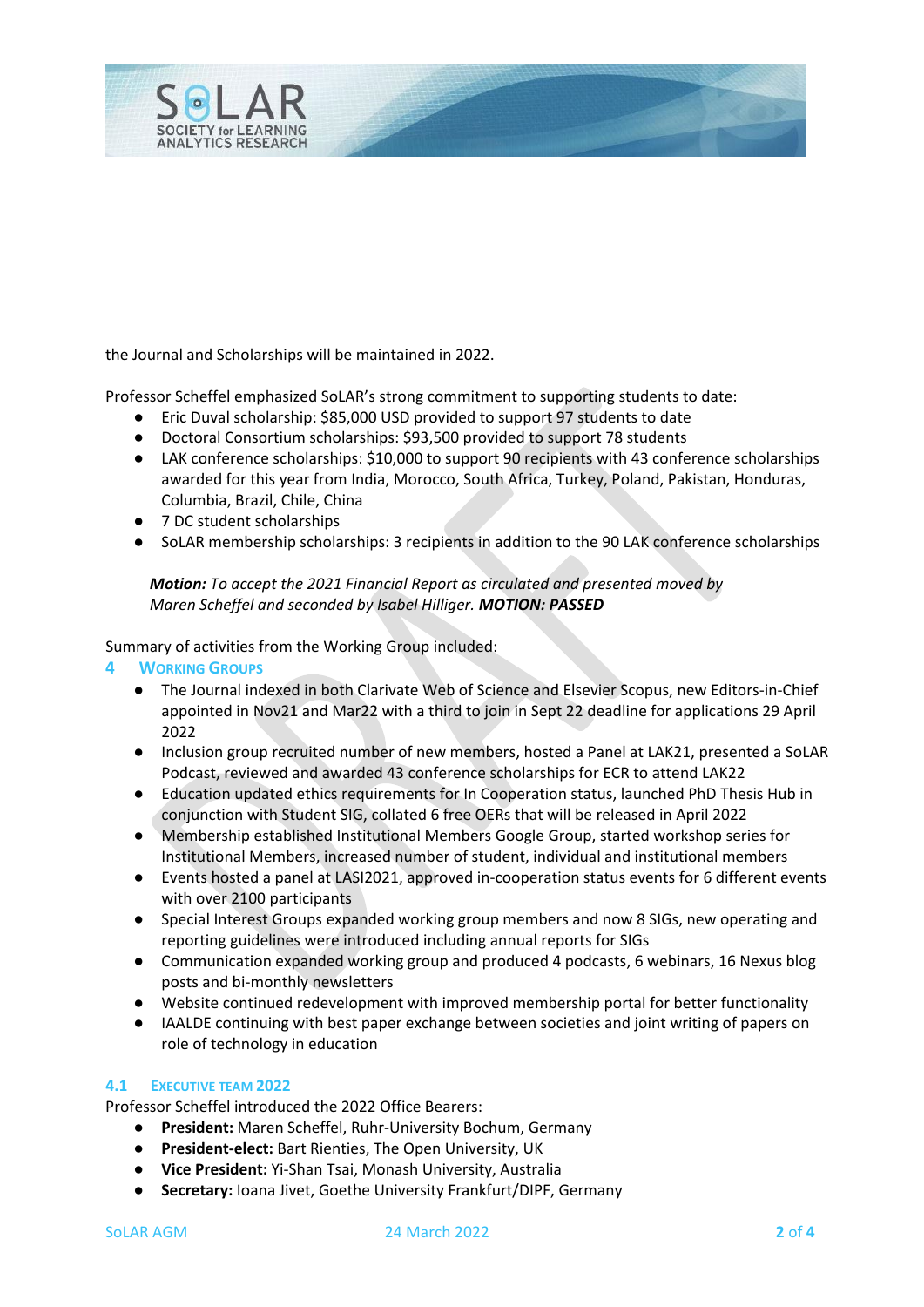the Journal and Scholarships will be maintained in 2022.

Professor Scheffel emphasized SoLAR's strong commitment to supporting students to date:

- Eric Duval scholarship: $85,000 USD provided to support 97 students to date
- Doctoral Consortium scholarships: $93,500 provided to support 78 students
- LAK conference scholarships: $10,000 to support 90 recipients with 43 conference scholarships awarded for this year from India, Morocco, South Africa, Turkey, Poland, Pakistan, Honduras, Columbia, Brazil, Chile, China
- 7 DC student scholarships
- SoLAR membership scholarships: 3 recipients in addition to the 90 LAK conference scholarships

> ***Motion:** To accept the 2021 Financial Report as circulated and presented moved by Maren Scheffel and seconded by Isabel Hilliger. **MOTION: PASSED***

Summary of activities from the Working Group included:

## 4 Working Groups

- The Journal indexed in both Clarivate Web of Science and Elsevier Scopus, new Editors-in-Chief appointed in Nov21 and Mar22 with a third to join in Sept 22 deadline for applications 29 April 2022
- Inclusion group recruited number of new members, hosted a Panel at LAK21, presented a SoLAR Podcast, reviewed and awarded 43 conference scholarships for ECR to attend LAK22
- Education updated ethics requirements for In Cooperation status, launched PhD Thesis Hub in conjunction with Student SIG, collated 6 free OERs that will be released in April 2022
- Membership established Institutional Members Google Group, started workshop series for Institutional Members, increased number of student, individual and institutional members
- Events hosted a panel at LASI2021, approved in-cooperation status events for 6 different events with over 2100 participants
- Special Interest Groups expanded working group members and now 8 SIGs, new operating and reporting guidelines were introduced including annual reports for SIGs
- Communication expanded working group and produced 4 podcasts, 6 webinars, 16 Nexus blog posts and bi-monthly newsletters
- Website continued redevelopment with improved membership portal for better functionality
- IAALDE continuing with best paper exchange between societies and joint writing of papers on role of technology in education

### 4.1 Executive Team 2022

Professor Scheffel introduced the 2022 Office Bearers:

- **President:** Maren Scheffel, Ruhr-University Bochum, Germany
- **President-elect:** Bart Rienties, The Open University, UK
- **Vice President:** Yi-Shan Tsai, Monash University, Australia
- **Secretary:** Ioana Jivet, Goethe University Frankfurt/DIPF, Germany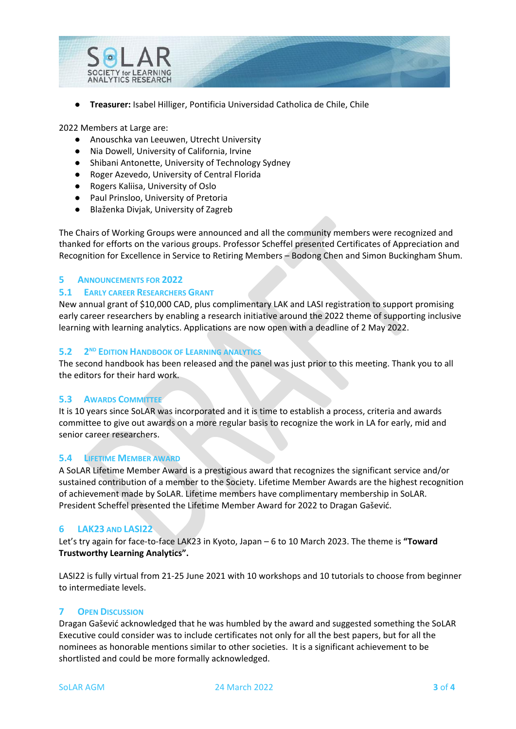- **Treasurer:** Isabel Hilliger, Pontificia Universidad Catholica de Chile, Chile

2022 Members at Large are:

- Anouschka van Leeuwen, Utrecht University
- Nia Dowell, University of California, Irvine
- Shibani Antonette, University of Technology Sydney
- Roger Azevedo, University of Central Florida
- Rogers Kaliisa, University of Oslo
- Paul Prinsloo, University of Pretoria
- Blaženka Divjak, University of Zagreb

The Chairs of Working Groups were announced and all the community members were recognized and thanked for efforts on the various groups. Professor Scheffel presented Certificates of Appreciation and Recognition for Excellence in Service to Retiring Members – Bodong Chen and Simon Buckingham Shum.

## 5 Announcements for 2022

### 5.1 Early career Researchers Grant

New annual grant of $10,000 CAD, plus complimentary LAK and LASI registration to support promising early career researchers by enabling a research initiative around the 2022 theme of supporting inclusive learning with learning analytics. Applications are now open with a deadline of 2 May 2022.

### 5.2 2ND Edition Handbook of Learning Analytics

The second handbook has been released and the panel was just prior to this meeting. Thank you to all the editors for their hard work.

### 5.3 Awards Committee

It is 10 years since SoLAR was incorporated and it is time to establish a process, criteria and awards committee to give out awards on a more regular basis to recognize the work in LA for early, mid and senior career researchers.

### 5.4 Lifetime Member Award

A SoLAR Lifetime Member Award is a prestigious award that recognizes the significant service and/or sustained contribution of a member to the Society. Lifetime Member Awards are the highest recognition of achievement made by SoLAR. Lifetime members have complimentary membership in SoLAR. President Scheffel presented the Lifetime Member Award for 2022 to Dragan Gašević.

## 6 LAK23 and LASI22

Let's try again for face-to-face LAK23 in Kyoto, Japan – 6 to 10 March 2023. The theme is **"Toward Trustworthy Learning Analytics".**

LASI22 is fully virtual from 21-25 June 2021 with 10 workshops and 10 tutorials to choose from beginner to intermediate levels.

## 7 Open Discussion

Dragan Gašević acknowledged that he was humbled by the award and suggested something the SoLAR Executive could consider was to include certificates not only for all the best papers, but for all the nominees as honorable mentions similar to other societies. It is a significant achievement to be shortlisted and could be more formally acknowledged.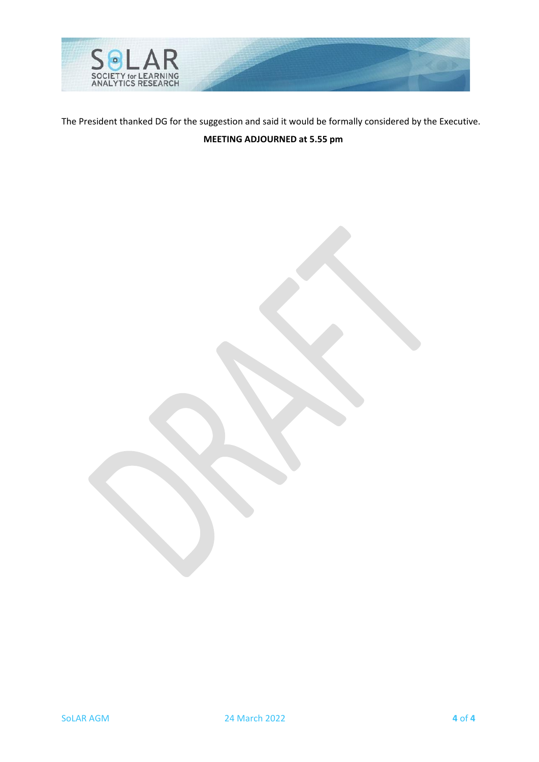The President thanked DG for the suggestion and said it would be formally considered by the Executive.

**MEETING ADJOURNED at 5.55 pm**